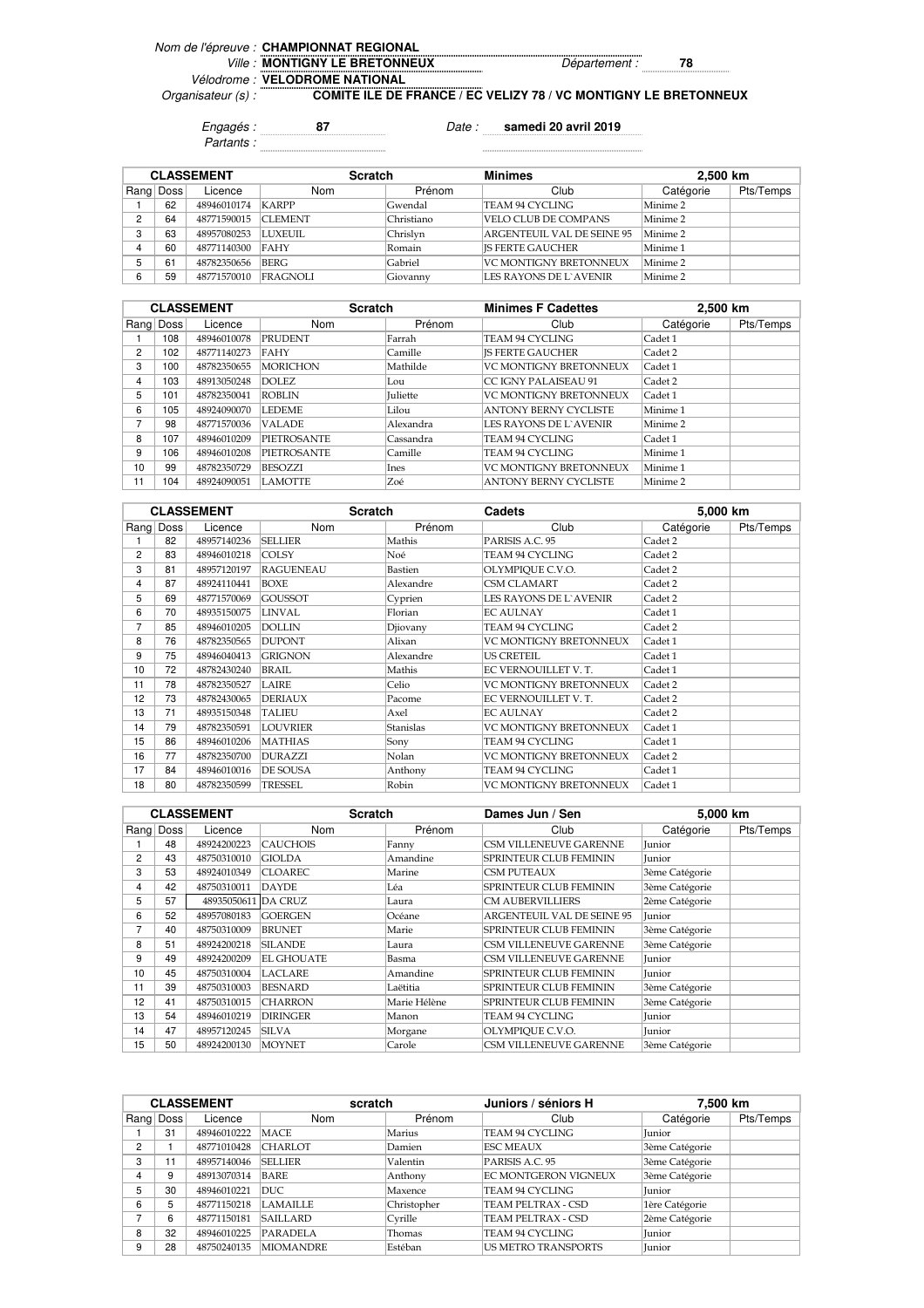*Nom de l'épreuve :* **CHAMPIONNAT REGIONAL**

*Ville :* **MONTIGNY LE BRETONNEUX** *Département :* **78**

*Vélodrome :* **VELODROME NATIONAL**

*Organisateur (s) :* **COMITE ILE DE FRANCE / EC VELIZY 78 / VC MONTIGNY LE BRETONNEUX**

*Engagés :* **87** *Date :* **samedi 20 avril 2019**

*Partants :*

| CLASSEMENT | | | Scratch | | Minimes | 2,500 km | |
|---|---|---|---|---|---|---|---|
| Rang | Doss | Licence | Nom | Prénom | Club | Catégorie | Pts/Temps |
| 1 | 62 | 48946010174 | KARPP | Gwendal | TEAM 94 CYCLING | Minime 2 | |
| 2 | 64 | 48771590015 | CLEMENT | Christiano | VELO CLUB DE COMPANS | Minime 2 | |
| 3 | 63 | 48957080253 | LUXEUIL | Chrislyn | ARGENTEUIL VAL DE SEINE 95 | Minime 2 | |
| 4 | 60 | 48771140300 | FAHY | Romain | JS FERTE GAUCHER | Minime 1 | |
| 5 | 61 | 48782350656 | BERG | Gabriel | VC MONTIGNY BRETONNEUX | Minime 2 | |
| 6 | 59 | 48771570010 | FRAGNOLI | Giovanny | LES RAYONS DE L`AVENIR | Minime 2 | |

| CLASSEMENT | | | Scratch | | Minimes F Cadettes | 2,500 km | |
|---|---|---|---|---|---|---|---|
| Rang | Doss | Licence | Nom | Prénom | Club | Catégorie | Pts/Temps |
| 1 | 108 | 48946010078 | PRUDENT | Farrah | TEAM 94 CYCLING | Cadet 1 | |
| 2 | 102 | 48771140273 | FAHY | Camille | JS FERTE GAUCHER | Cadet 2 | |
| 3 | 100 | 48782350655 | MORICHON | Mathilde | VC MONTIGNY BRETONNEUX | Cadet 1 | |
| 4 | 103 | 48913050248 | DOLEZ | Lou | CC IGNY PALAISEAU 91 | Cadet 2 | |
| 5 | 101 | 48782350041 | ROBLIN | Juliette | VC MONTIGNY BRETONNEUX | Cadet 1 | |
| 6 | 105 | 48924090070 | LEDEME | Lilou | ANTONY BERNY CYCLISTE | Minime 1 | |
| 7 | 98 | 48771570036 | VALADE | Alexandra | LES RAYONS DE L`AVENIR | Minime 2 | |
| 8 | 107 | 48946010209 | PIETROSANTE | Cassandra | TEAM 94 CYCLING | Cadet 1 | |
| 9 | 106 | 48946010208 | PIETROSANTE | Camille | TEAM 94 CYCLING | Minime 1 | |
| 10 | 99 | 48782350729 | BESOZZI | Ines | VC MONTIGNY BRETONNEUX | Minime 1 | |
| 11 | 104 | 48924090051 | LAMOTTE | Zoé | ANTONY BERNY CYCLISTE | Minime 2 | |

| CLASSEMENT | | | Scratch | | Cadets | 5,000 km | |
|---|---|---|---|---|---|---|---|
| Rang | Doss | Licence | Nom | Prénom | Club | Catégorie | Pts/Temps |
| 1 | 82 | 48957140236 | SELLIER | Mathis | PARISIS A.C. 95 | Cadet 2 | |
| 2 | 83 | 48946010218 | COLSY | Noé | TEAM 94 CYCLING | Cadet 2 | |
| 3 | 81 | 48957120197 | RAGUENEAU | Bastien | OLYMPIQUE C.V.O. | Cadet 2 | |
| 4 | 87 | 48924110441 | BOXE | Alexandre | CSM CLAMART | Cadet 2 | |
| 5 | 69 | 48771570069 | GOUSSOT | Cyprien | LES RAYONS DE L`AVENIR | Cadet 2 | |
| 6 | 70 | 48935150075 | LINVAL | Florian | EC AULNAY | Cadet 1 | |
| 7 | 85 | 48946010205 | DOLLIN | Djiovany | TEAM 94 CYCLING | Cadet 2 | |
| 8 | 76 | 48782350565 | DUPONT | Alixan | VC MONTIGNY BRETONNEUX | Cadet 1 | |
| 9 | 75 | 48946040413 | GRIGNON | Alexandre | US CRETEIL | Cadet 1 | |
| 10 | 72 | 48782430240 | BRAIL | Mathis | EC VERNOUILLET V. T. | Cadet 1 | |
| 11 | 78 | 48782350527 | LAIRE | Celio | VC MONTIGNY BRETONNEUX | Cadet 2 | |
| 12 | 73 | 48782430065 | DERIAUX | Pacome | EC VERNOUILLET V. T. | Cadet 2 | |
| 13 | 71 | 48935150348 | TALIEU | Axel | EC AULNAY | Cadet 2 | |
| 14 | 79 | 48782350591 | LOUVRIER | Stanislas | VC MONTIGNY BRETONNEUX | Cadet 1 | |
| 15 | 86 | 48946010206 | MATHIAS | Sony | TEAM 94 CYCLING | Cadet 1 | |
| 16 | 77 | 48782350700 | DURAZZI | Nolan | VC MONTIGNY BRETONNEUX | Cadet 2 | |
| 17 | 84 | 48946010016 | DE SOUSA | Anthony | TEAM 94 CYCLING | Cadet 1 | |
| 18 | 80 | 48782350599 | TRESSEL | Robin | VC MONTIGNY BRETONNEUX | Cadet 1 | |

| CLASSEMENT | | | Scratch | | Dames Jun / Sen | 5,000 km | |
|---|---|---|---|---|---|---|---|
| Rang | Doss | Licence | Nom | Prénom | Club | Catégorie | Pts/Temps |
| 1 | 48 | 48924200223 | CAUCHOIS | Fanny | CSM VILLENEUVE GARENNE | Junior | |
| 2 | 43 | 48750310010 | GIOLDA | Amandine | SPRINTEUR CLUB FEMININ | Junior | |
| 3 | 53 | 48924010349 | CLOAREC | Marine | CSM PUTEAUX | 3ème Catégorie | |
| 4 | 42 | 48750310011 | DAYDE | Léa | SPRINTEUR CLUB FEMININ | 3ème Catégorie | |
| 5 | 57 | 48935050611 | DA CRUZ | Laura | CM AUBERVILLIERS | 2ème Catégorie | |
| 6 | 52 | 48957080183 | GOERGEN | Océane | ARGENTEUIL VAL DE SEINE 95 | Junior | |
| 7 | 40 | 48750310009 | BRUNET | Marie | SPRINTEUR CLUB FEMININ | 3ème Catégorie | |
| 8 | 51 | 48924200218 | SILANDE | Laura | CSM VILLENEUVE GARENNE | 3ème Catégorie | |
| 9 | 49 | 48924200209 | EL GHOUATE | Basma | CSM VILLENEUVE GARENNE | Junior | |
| 10 | 45 | 48750310004 | LACLARE | Amandine | SPRINTEUR CLUB FEMININ | Junior | |
| 11 | 39 | 48750310003 | BESNARD | Laëtitia | SPRINTEUR CLUB FEMININ | 3ème Catégorie | |
| 12 | 41 | 48750310015 | CHARRON | Marie Hélène | SPRINTEUR CLUB FEMININ | 3ème Catégorie | |
| 13 | 54 | 48946010219 | DIRINGER | Manon | TEAM 94 CYCLING | Junior | |
| 14 | 47 | 48957120245 | SILVA | Morgane | OLYMPIQUE C.V.O. | Junior | |
| 15 | 50 | 48924200130 | MOYNET | Carole | CSM VILLENEUVE GARENNE | 3ème Catégorie | |

| CLASSEMENT | | | scratch | | Juniors / séniors H | 7,500 km | |
|---|---|---|---|---|---|---|---|
| Rang | Doss | Licence | Nom | Prénom | Club | Catégorie | Pts/Temps |
| 1 | 31 | 48946010222 | MACE | Marius | TEAM 94 CYCLING | Junior | |
| 2 | 1 | 48771010428 | CHARLOT | Damien | ESC MEAUX | 3ème Catégorie | |
| 3 | 11 | 48957140046 | SELLIER | Valentin | PARISIS A.C. 95 | 3ème Catégorie | |
| 4 | 9 | 48913070314 | BARE | Anthony | EC MONTGERON VIGNEUX | 3ème Catégorie | |
| 5 | 30 | 48946010221 | DUC | Maxence | TEAM 94 CYCLING | Junior | |
| 6 | 5 | 48771150218 | LAMAILLE | Christopher | TEAM PELTRAX - CSD | 1ère Catégorie | |
| 7 | 6 | 48771150181 | SAILLARD | Cyrille | TEAM PELTRAX - CSD | 2ème Catégorie | |
| 8 | 32 | 48946010225 | PARADELA | Thomas | TEAM 94 CYCLING | Junior | |
| 9 | 28 | 48750240135 | MIOMANDRE | Estéban | US METRO TRANSPORTS | Junior | |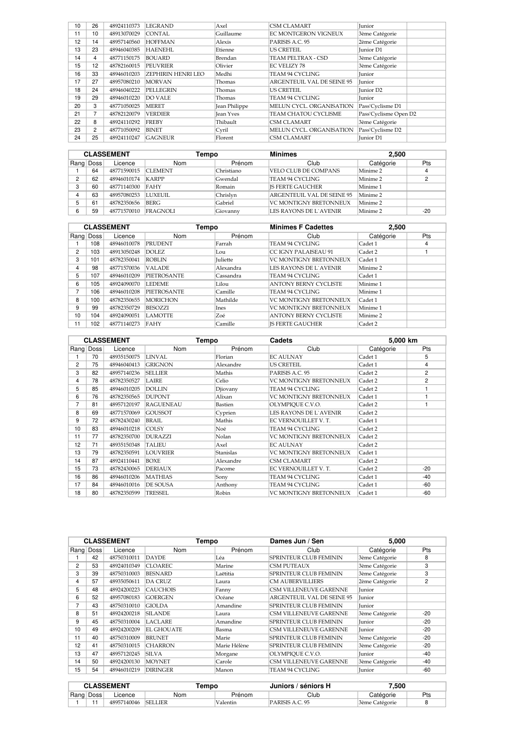| 10 | 26 | 48924110373 | LEGRAND | Axel | CSM CLAMART | Junior | |
|---|---|---|---|---|---|---|---|
| 11 | 10 | 48913070029 | CONTAL | Guillaume | EC MONTGERON VIGNEUX | 3ème Catégorie | |
| 12 | 14 | 48957140560 | HOFFMAN | Alexis | PARISIS A.C. 95 | 2ème Catégorie | |
| 13 | 23 | 48946040385 | HAENEHL | Etienne | US CRETEIL | Junior D1 | |
| 14 | 4 | 48771150175 | BOUARD | Brendan | TEAM PELTRAX - CSD | 3ème Catégorie | |
| 15 | 12 | 48782160015 | PEUVRIER | Olivier | EC VELIZY 78 | 3ème Catégorie | |
| 16 | 33 | 48946010203 | ZEPHIRIN HENRI LEO | Medhi | TEAM 94 CYCLING | Junior | |
| 17 | 27 | 48957080210 | MORVAN | Thomas | ARGENTEUIL VAL DE SEINE 95 | Junior | |
| 18 | 24 | 48946040222 | PELLEGRIN | Thomas | US CRETEIL | Junior D2 | |
| 19 | 29 | 48946010220 | DO VALE | Thomas | TEAM 94 CYCLING | Junior | |
| 20 | 3 | 48771050025 | MERET | Jean Philippe | MELUN CYCL. ORGANISATION | Pass'Cyclisme D1 | |
| 21 | 7 | 48782120079 | VERDIER | Jean Yves | TEAM CHATOU CYCLISME | Pass'Cyclisme Open D2 | |
| 22 | 8 | 48924110292 | FREBY | Thibault | CSM CLAMART | 3ème Catégorie | |
| 23 | 2 | 48771050092 | BINET | Cyril | MELUN CYCL. ORGANISATION | Pass'Cyclisme D2 | |
| 24 | 25 | 48924110247 | GAGNEUR | Florent | CSM CLAMART | Junior D1 | |

| CLASSEMENT | | | Tempo | | Minimes | 2,500 | |
|---|---|---|---|---|---|---|---|
| Rang | Doss | Licence | Nom | Prénom | Club | Catégorie | Pts |
| 1 | 64 | 48771590015 | CLEMENT | Christiano | VELO CLUB DE COMPANS | Minime 2 | 4 |
| 2 | 62 | 48946010174 | KARPP | Gwendal | TEAM 94 CYCLING | Minime 2 | 2 |
| 3 | 60 | 48771140300 | FAHY | Romain | JS FERTE GAUCHER | Minime 1 | |
| 4 | 63 | 48957080253 | LUXEUIL | Chrislyn | ARGENTEUIL VAL DE SEINE 95 | Minime 2 | |
| 5 | 61 | 48782350656 | BERG | Gabriel | VC MONTIGNY BRETONNEUX | Minime 2 | |
| 6 | 59 | 48771570010 | FRAGNOLI | Giovanny | LES RAYONS DE L`AVENIR | Minime 2 | -20 |

| CLASSEMENT | | | Tempo | | Minimes F Cadettes | 2,500 | |
|---|---|---|---|---|---|---|---|
| Rang | Doss | Licence | Nom | Prénom | Club | Catégorie | Pts |
| 1 | 108 | 48946010078 | PRUDENT | Farrah | TEAM 94 CYCLING | Cadet 1 | 4 |
| 2 | 103 | 48913050248 | DOLEZ | Lou | CC IGNY PALAISEAU 91 | Cadet 2 | 1 |
| 3 | 101 | 48782350041 | ROBLIN | Juliette | VC MONTIGNY BRETONNEUX | Cadet 1 | |
| 4 | 98 | 48771570036 | VALADE | Alexandra | LES RAYONS DE L`AVENIR | Minime 2 | |
| 5 | 107 | 48946010209 | PIETROSANTE | Cassandra | TEAM 94 CYCLING | Cadet 1 | |
| 6 | 105 | 48924090070 | LEDEME | Lilou | ANTONY BERNY CYCLISTE | Minime 1 | |
| 7 | 106 | 48946010208 | PIETROSANTE | Camille | TEAM 94 CYCLING | Minime 1 | |
| 8 | 100 | 48782350655 | MORICHON | Mathilde | VC MONTIGNY BRETONNEUX | Cadet 1 | |
| 9 | 99 | 48782350729 | BESOZZI | Ines | VC MONTIGNY BRETONNEUX | Minime 1 | |
| 10 | 104 | 48924090051 | LAMOTTE | Zoé | ANTONY BERNY CYCLISTE | Minime 2 | |
| 11 | 102 | 48771140273 | FAHY | Camille | JS FERTE GAUCHER | Cadet 2 | |

| CLASSEMENT | | | Tempo | | Cadets | 5,000 km | |
|---|---|---|---|---|---|---|---|
| Rang | Doss | Licence | Nom | Prénom | Club | Catégorie | Pts |
| 1 | 70 | 48935150075 | LINVAL | Florian | EC AULNAY | Cadet 1 | 5 |
| 2 | 75 | 48946040413 | GRIGNON | Alexandre | US CRETEIL | Cadet 1 | 4 |
| 3 | 82 | 48957140236 | SELLIER | Mathis | PARISIS A.C. 95 | Cadet 2 | 2 |
| 4 | 78 | 48782350527 | LAIRE | Celio | VC MONTIGNY BRETONNEUX | Cadet 2 | 2 |
| 5 | 85 | 48946010205 | DOLLIN | Djiovany | TEAM 94 CYCLING | Cadet 2 | 1 |
| 6 | 76 | 48782350565 | DUPONT | Alixan | VC MONTIGNY BRETONNEUX | Cadet 1 | 1 |
| 7 | 81 | 48957120197 | RAGUENEAU | Bastien | OLYMPIQUE C.V.O. | Cadet 2 | 1 |
| 8 | 69 | 48771570069 | GOUSSOT | Cyprien | LES RAYONS DE L`AVENIR | Cadet 2 | |
| 9 | 72 | 48782430240 | BRAIL | Mathis | EC VERNOUILLET V. T. | Cadet 1 | |
| 10 | 83 | 48946010218 | COLSY | Noé | TEAM 94 CYCLING | Cadet 2 | |
| 11 | 77 | 48782350700 | DURAZZI | Nolan | VC MONTIGNY BRETONNEUX | Cadet 2 | |
| 12 | 71 | 48935150348 | TALIEU | Axel | EC AULNAY | Cadet 2 | |
| 13 | 79 | 48782350591 | LOUVRIER | Stanislas | VC MONTIGNY BRETONNEUX | Cadet 1 | |
| 14 | 87 | 48924110441 | BOXE | Alexandre | CSM CLAMART | Cadet 2 | |
| 15 | 73 | 48782430065 | DERIAUX | Pacome | EC VERNOUILLET V. T. | Cadet 2 | -20 |
| 16 | 86 | 48946010206 | MATHIAS | Sony | TEAM 94 CYCLING | Cadet 1 | -40 |
| 17 | 84 | 48946010016 | DE SOUSA | Anthony | TEAM 94 CYCLING | Cadet 1 | -60 |
| 18 | 80 | 48782350599 | TRESSEL | Robin | VC MONTIGNY BRETONNEUX | Cadet 1 | -60 |

| CLASSEMENT | | | Tempo | | Dames Jun / Sen | 5,000 | |
|---|---|---|---|---|---|---|---|
| Rang | Doss | Licence | Nom | Prénom | Club | Catégorie | Pts |
| 1 | 42 | 48750310011 | DAYDE | Léa | SPRINTEUR CLUB FEMININ | 3ème Catégorie | 8 |
| 2 | 53 | 48924010349 | CLOAREC | Marine | CSM PUTEAUX | 3ème Catégorie | 3 |
| 3 | 39 | 48750310003 | BESNARD | Laëtitia | SPRINTEUR CLUB FEMININ | 3ème Catégorie | 3 |
| 4 | 57 | 48935050611 | DA CRUZ | Laura | CM AUBERVILLIERS | 2ème Catégorie | 2 |
| 5 | 48 | 48924200223 | CAUCHOIS | Fanny | CSM VILLENEUVE GARENNE | Junior | |
| 6 | 52 | 48957080183 | GOERGEN | Océane | ARGENTEUIL VAL DE SEINE 95 | Junior | |
| 7 | 43 | 48750310010 | GIOLDA | Amandine | SPRINTEUR CLUB FEMININ | Junior | |
| 8 | 51 | 48924200218 | SILANDE | Laura | CSM VILLENEUVE GARENNE | 3ème Catégorie | -20 |
| 9 | 45 | 48750310004 | LACLARE | Amandine | SPRINTEUR CLUB FEMININ | Junior | -20 |
| 10 | 49 | 48924200209 | EL GHOUATE | Basma | CSM VILLENEUVE GARENNE | Junior | -20 |
| 11 | 40 | 48750310009 | BRUNET | Marie | SPRINTEUR CLUB FEMININ | 3ème Catégorie | -20 |
| 12 | 41 | 48750310015 | CHARRON | Marie Hélène | SPRINTEUR CLUB FEMININ | 3ème Catégorie | -20 |
| 13 | 47 | 48957120245 | SILVA | Morgane | OLYMPIQUE C.V.O. | Junior | -40 |
| 14 | 50 | 48924200130 | MOYNET | Carole | CSM VILLENEUVE GARENNE | 3ème Catégorie | -40 |
| 15 | 54 | 48946010219 | DIRINGER | Manon | TEAM 94 CYCLING | Junior | -60 |

| CLASSEMENT | | | Tempo | | Juniors / séniors H | 7,500 | |
|---|---|---|---|---|---|---|---|
| Rang | Doss | Licence | Nom | Prénom | Club | Catégorie | Pts |
| 1 | 11 | 48957140046 | SELLIER | Valentin | PARISIS A.C. 95 | 3ème Catégorie | 8 |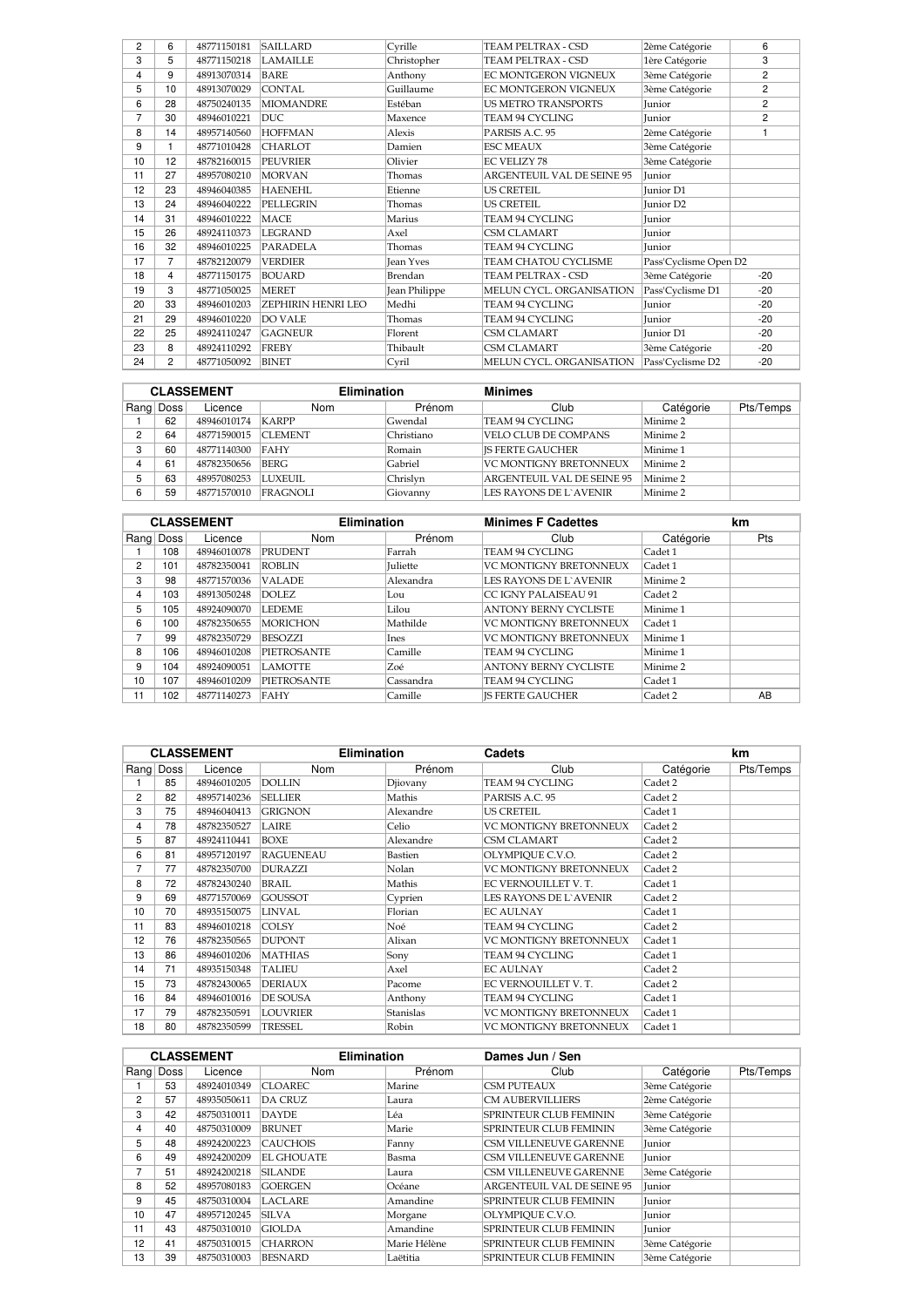| | | | | | | | |
|---|---|---|---|---|---|---|---|
| 2 | 6 | 48771150181 | SAILLARD | Cyrille | TEAM PELTRAX - CSD | 2ème Catégorie | 6 |
| 3 | 5 | 48771150218 | LAMAILLE | Christopher | TEAM PELTRAX - CSD | 1ère Catégorie | 3 |
| 4 | 9 | 48913070314 | BARE | Anthony | EC MONTGERON VIGNEUX | 3ème Catégorie | 2 |
| 5 | 10 | 48913070029 | CONTAL | Guillaume | EC MONTGERON VIGNEUX | 3ème Catégorie | 2 |
| 6 | 28 | 48750240135 | MIOMANDRE | Estéban | US METRO TRANSPORTS | Junior | 2 |
| 7 | 30 | 48946010221 | DUC | Maxence | TEAM 94 CYCLING | Junior | 2 |
| 8 | 14 | 48957140560 | HOFFMAN | Alexis | PARISIS A.C. 95 | 2ème Catégorie | 1 |
| 9 | 1 | 48771010428 | CHARLOT | Damien | ESC MEAUX | 3ème Catégorie | |
| 10 | 12 | 48782160015 | PEUVRIER | Olivier | EC VELIZY 78 | 3ème Catégorie | |
| 11 | 27 | 48957080210 | MORVAN | Thomas | ARGENTEUIL VAL DE SEINE 95 | Junior | |
| 12 | 23 | 48946040385 | HAENEHL | Etienne | US CRETEIL | Junior D1 | |
| 13 | 24 | 48946040222 | PELLEGRIN | Thomas | US CRETEIL | Junior D2 | |
| 14 | 31 | 48946010222 | MACE | Marius | TEAM 94 CYCLING | Junior | |
| 15 | 26 | 48924110373 | LEGRAND | Axel | CSM CLAMART | Junior | |
| 16 | 32 | 48946010225 | PARADELA | Thomas | TEAM 94 CYCLING | Junior | |
| 17 | 7 | 48782120079 | VERDIER | Jean Yves | TEAM CHATOU CYCLISME | Pass'Cyclisme Open D2 | |
| 18 | 4 | 48771150175 | BOUARD | Brendan | TEAM PELTRAX - CSD | 3ème Catégorie | -20 |
| 19 | 3 | 48771050025 | MERET | Jean Philippe | MELUN CYCL. ORGANISATION | Pass'Cyclisme D1 | -20 |
| 20 | 33 | 48946010203 | ZEPHIRIN HENRI LEO | Medhi | TEAM 94 CYCLING | Junior | -20 |
| 21 | 29 | 48946010220 | DO VALE | Thomas | TEAM 94 CYCLING | Junior | -20 |
| 22 | 25 | 48924110247 | GAGNEUR | Florent | CSM CLAMART | Junior D1 | -20 |
| 23 | 8 | 48924110292 | FREBY | Thibault | CSM CLAMART | 3ème Catégorie | -20 |
| 24 | 2 | 48771050092 | BINET | Cyril | MELUN CYCL. ORGANISATION | Pass'Cyclisme D2 | -20 |

| CLASSEMENT | | | Elimination | | Minimes | | |
|---|---|---|---|---|---|---|---|
| Rang | Doss | Licence | Nom | Prénom | Club | Catégorie | Pts/Temps |
| 1 | 62 | 48946010174 | KARPP | Gwendal | TEAM 94 CYCLING | Minime 2 | |
| 2 | 64 | 48771590015 | CLEMENT | Christiano | VELO CLUB DE COMPANS | Minime 2 | |
| 3 | 60 | 48771140300 | FAHY | Romain | JS FERTE GAUCHER | Minime 1 | |
| 4 | 61 | 48782350656 | BERG | Gabriel | VC MONTIGNY BRETONNEUX | Minime 2 | |
| 5 | 63 | 48957080253 | LUXEUIL | Chrislyn | ARGENTEUIL VAL DE SEINE 95 | Minime 2 | |
| 6 | 59 | 48771570010 | FRAGNOLI | Giovanny | LES RAYONS DE L`AVENIR | Minime 2 | |

| CLASSEMENT | | | Elimination | | Minimes F Cadettes | | km |
|---|---|---|---|---|---|---|---|
| Rang | Doss | Licence | Nom | Prénom | Club | Catégorie | Pts |
| 1 | 108 | 48946010078 | PRUDENT | Farrah | TEAM 94 CYCLING | Cadet 1 | |
| 2 | 101 | 48782350041 | ROBLIN | Juliette | VC MONTIGNY BRETONNEUX | Cadet 1 | |
| 3 | 98 | 48771570036 | VALADE | Alexandra | LES RAYONS DE L`AVENIR | Minime 2 | |
| 4 | 103 | 48913050248 | DOLEZ | Lou | CC IGNY PALAISEAU 91 | Cadet 2 | |
| 5 | 105 | 48924090070 | LEDEME | Lilou | ANTONY BERNY CYCLISTE | Minime 1 | |
| 6 | 100 | 48782350655 | MORICHON | Mathilde | VC MONTIGNY BRETONNEUX | Cadet 1 | |
| 7 | 99 | 48782350729 | BESOZZI | Ines | VC MONTIGNY BRETONNEUX | Minime 1 | |
| 8 | 106 | 48946010208 | PIETROSANTE | Camille | TEAM 94 CYCLING | Minime 1 | |
| 9 | 104 | 48924090051 | LAMOTTE | Zoé | ANTONY BERNY CYCLISTE | Minime 2 | |
| 10 | 107 | 48946010209 | PIETROSANTE | Cassandra | TEAM 94 CYCLING | Cadet 1 | |
| 11 | 102 | 48771140273 | FAHY | Camille | JS FERTE GAUCHER | Cadet 2 | AB |

| CLASSEMENT | | | Elimination | | Cadets | | km |
|---|---|---|---|---|---|---|---|
| Rang | Doss | Licence | Nom | Prénom | Club | Catégorie | Pts/Temps |
| 1 | 85 | 48946010205 | DOLLIN | Djiovany | TEAM 94 CYCLING | Cadet 2 | |
| 2 | 82 | 48957140236 | SELLIER | Mathis | PARISIS A.C. 95 | Cadet 2 | |
| 3 | 75 | 48946040413 | GRIGNON | Alexandre | US CRETEIL | Cadet 1 | |
| 4 | 78 | 48782350527 | LAIRE | Celio | VC MONTIGNY BRETONNEUX | Cadet 2 | |
| 5 | 87 | 48924110441 | BOXE | Alexandre | CSM CLAMART | Cadet 2 | |
| 6 | 81 | 48957120197 | RAGUENEAU | Bastien | OLYMPIQUE C.V.O. | Cadet 2 | |
| 7 | 77 | 48782350700 | DURAZZI | Nolan | VC MONTIGNY BRETONNEUX | Cadet 2 | |
| 8 | 72 | 48782430240 | BRAIL | Mathis | EC VERNOUILLET V. T. | Cadet 1 | |
| 9 | 69 | 48771570069 | GOUSSOT | Cyprien | LES RAYONS DE L`AVENIR | Cadet 2 | |
| 10 | 70 | 48935150075 | LINVAL | Florian | EC AULNAY | Cadet 1 | |
| 11 | 83 | 48946010218 | COLSY | Noé | TEAM 94 CYCLING | Cadet 2 | |
| 12 | 76 | 48782350565 | DUPONT | Alixan | VC MONTIGNY BRETONNEUX | Cadet 1 | |
| 13 | 86 | 48946010206 | MATHIAS | Sony | TEAM 94 CYCLING | Cadet 1 | |
| 14 | 71 | 48935150348 | TALIEU | Axel | EC AULNAY | Cadet 2 | |
| 15 | 73 | 48782430065 | DERIAUX | Pacome | EC VERNOUILLET V. T. | Cadet 2 | |
| 16 | 84 | 48946010016 | DE SOUSA | Anthony | TEAM 94 CYCLING | Cadet 1 | |
| 17 | 79 | 48782350591 | LOUVRIER | Stanislas | VC MONTIGNY BRETONNEUX | Cadet 1 | |
| 18 | 80 | 48782350599 | TRESSEL | Robin | VC MONTIGNY BRETONNEUX | Cadet 1 | |

| CLASSEMENT | | | Elimination | | Dames Jun / Sen | | |
|---|---|---|---|---|---|---|---|
| Rang | Doss | Licence | Nom | Prénom | Club | Catégorie | Pts/Temps |
| 1 | 53 | 48924010349 | CLOAREC | Marine | CSM PUTEAUX | 3ème Catégorie | |
| 2 | 57 | 48935050611 | DA CRUZ | Laura | CM AUBERVILLIERS | 2ème Catégorie | |
| 3 | 42 | 48750310011 | DAYDE | Léa | SPRINTEUR CLUB FEMININ | 3ème Catégorie | |
| 4 | 40 | 48750310009 | BRUNET | Marie | SPRINTEUR CLUB FEMININ | 3ème Catégorie | |
| 5 | 48 | 48924200223 | CAUCHOIS | Fanny | CSM VILLENEUVE GARENNE | Junior | |
| 6 | 49 | 48924200209 | EL GHOUATE | Basma | CSM VILLENEUVE GARENNE | Junior | |
| 7 | 51 | 48924200218 | SILANDE | Laura | CSM VILLENEUVE GARENNE | 3ème Catégorie | |
| 8 | 52 | 48957080183 | GOERGEN | Océane | ARGENTEUIL VAL DE SEINE 95 | Junior | |
| 9 | 45 | 48750310004 | LACLARE | Amandine | SPRINTEUR CLUB FEMININ | Junior | |
| 10 | 47 | 48957120245 | SILVA | Morgane | OLYMPIQUE C.V.O. | Junior | |
| 11 | 43 | 48750310010 | GIOLDA | Amandine | SPRINTEUR CLUB FEMININ | Junior | |
| 12 | 41 | 48750310015 | CHARRON | Marie Hélène | SPRINTEUR CLUB FEMININ | 3ème Catégorie | |
| 13 | 39 | 48750310003 | BESNARD | Laëtitia | SPRINTEUR CLUB FEMININ | 3ème Catégorie | |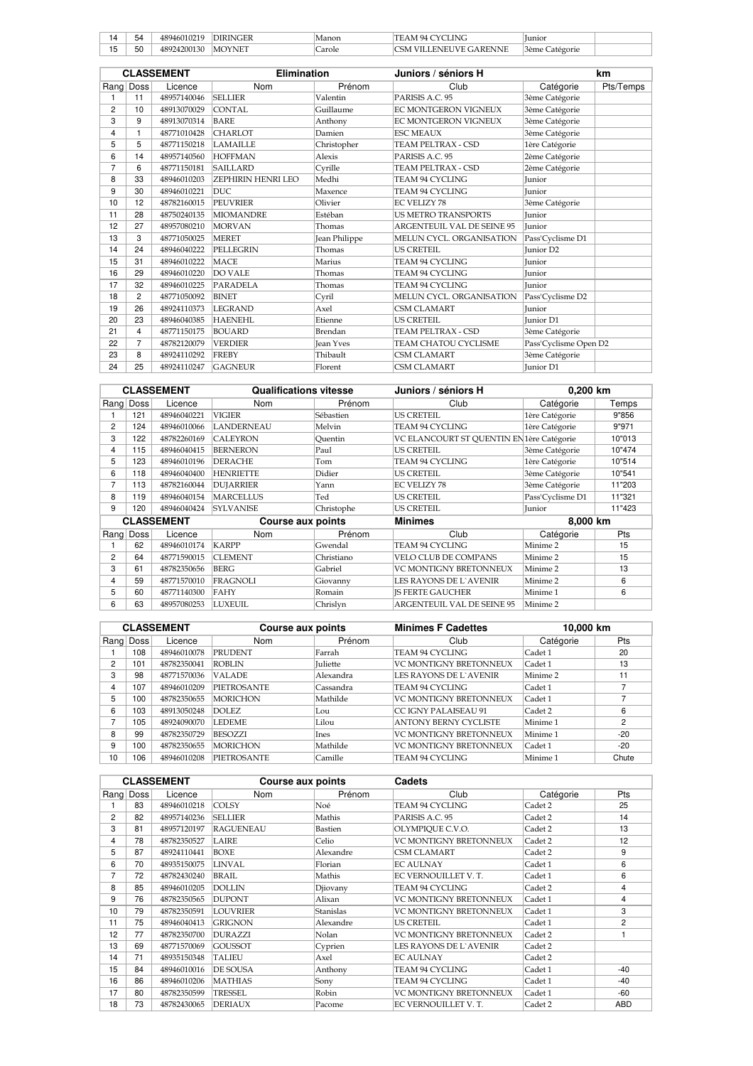| 14 | 54 | 48946010219 | DIRINGER | Manon | TEAM 94 CYCLING | Junior | |
|---|---|---|---|---|---|---|---|
| 15 | 50 | 48924200130 | MOYNET | Carole | CSM VILLENEUVE GARENNE | 3ème Catégorie | |

| CLASSEMENT | | | Elimination | | Juniors / séniors H | | km |
|---|---|---|---|---|---|---|---|
| Rang | Doss | Licence | Nom | Prénom | Club | Catégorie | Pts/Temps |
| 1 | 11 | 48957140046 | SELLIER | Valentin | PARISIS A.C. 95 | 3ème Catégorie | |
| 2 | 10 | 48913070029 | CONTAL | Guillaume | EC MONTGERON VIGNEUX | 3ème Catégorie | |
| 3 | 9 | 48913070314 | BARE | Anthony | EC MONTGERON VIGNEUX | 3ème Catégorie | |
| 4 | 1 | 48771010428 | CHARLOT | Damien | ESC MEAUX | 3ème Catégorie | |
| 5 | 5 | 48771150218 | LAMAILLE | Christopher | TEAM PELTRAX - CSD | 1ère Catégorie | |
| 6 | 14 | 48957140560 | HOFFMAN | Alexis | PARISIS A.C. 95 | 2ème Catégorie | |
| 7 | 6 | 48771150181 | SAILLARD | Cyrille | TEAM PELTRAX - CSD | 2ème Catégorie | |
| 8 | 33 | 48946010203 | ZEPHIRIN HENRI LEO | Medhi | TEAM 94 CYCLING | Junior | |
| 9 | 30 | 48946010221 | DUC | Maxence | TEAM 94 CYCLING | Junior | |
| 10 | 12 | 48782160015 | PEUVRIER | Olivier | EC VELIZY 78 | 3ème Catégorie | |
| 11 | 28 | 48750240135 | MIOMANDRE | Estéban | US METRO TRANSPORTS | Junior | |
| 12 | 27 | 48957080210 | MORVAN | Thomas | ARGENTEUIL VAL DE SEINE 95 | Junior | |
| 13 | 3 | 48771050025 | MERET | Jean Philippe | MELUN CYCL. ORGANISATION | Pass'Cyclisme D1 | |
| 14 | 24 | 48946040222 | PELLEGRIN | Thomas | US CRETEIL | Junior D2 | |
| 15 | 31 | 48946010222 | MACE | Marius | TEAM 94 CYCLING | Junior | |
| 16 | 29 | 48946010220 | DO VALE | Thomas | TEAM 94 CYCLING | Junior | |
| 17 | 32 | 48946010225 | PARADELA | Thomas | TEAM 94 CYCLING | Junior | |
| 18 | 2 | 48771050092 | BINET | Cyril | MELUN CYCL. ORGANISATION | Pass'Cyclisme D2 | |
| 19 | 26 | 48924110373 | LEGRAND | Axel | CSM CLAMART | Junior | |
| 20 | 23 | 48946040385 | HAENEHL | Etienne | US CRETEIL | Junior D1 | |
| 21 | 4 | 48771150175 | BOUARD | Brendan | TEAM PELTRAX - CSD | 3ème Catégorie | |
| 22 | 7 | 48782120079 | VERDIER | Jean Yves | TEAM CHATOU CYCLISME | Pass'Cyclisme Open D2 | |
| 23 | 8 | 48924110292 | FREBY | Thibault | CSM CLAMART | 3ème Catégorie | |
| 24 | 25 | 48924110247 | GAGNEUR | Florent | CSM CLAMART | Junior D1 | |

| CLASSEMENT | | | Qualifications vitesse | | Juniors / séniors H | 0,200 km | |
|---|---|---|---|---|---|---|---|
| Rang | Doss | Licence | Nom | Prénom | Club | Catégorie | Temps |
| 1 | 121 | 48946040221 | VIGIER | Sébastien | US CRETEIL | 1ère Catégorie | 9"856 |
| 2 | 124 | 48946010066 | LANDERNEAU | Melvin | TEAM 94 CYCLING | 1ère Catégorie | 9"971 |
| 3 | 122 | 48782260169 | CALEYRON | Quentin | VC ELANCOURT ST QUENTIN EN | 1ère Catégorie | 10"013 |
| 4 | 115 | 48946040415 | BERNERON | Paul | US CRETEIL | 3ème Catégorie | 10"474 |
| 5 | 123 | 48946010196 | DERACHE | Tom | TEAM 94 CYCLING | 1ère Catégorie | 10"514 |
| 6 | 118 | 48946040400 | HENRIETTE | Didier | US CRETEIL | 3ème Catégorie | 10"541 |
| 7 | 113 | 48782160044 | DUJARRIER | Yann | EC VELIZY 78 | 3ème Catégorie | 11"203 |
| 8 | 119 | 48946040154 | MARCELLUS | Ted | US CRETEIL | Pass'Cyclisme D1 | 11"321 |
| 9 | 120 | 48946040424 | SYLVANISE | Christophe | US CRETEIL | Junior | 11"423 |

| CLASSEMENT | | | Course aux points | | Minimes | 8,000 km | |
|---|---|---|---|---|---|---|---|
| Rang | Doss | Licence | Nom | Prénom | Club | Catégorie | Pts |
| 1 | 62 | 48946010174 | KARPP | Gwendal | TEAM 94 CYCLING | Minime 2 | 15 |
| 2 | 64 | 48771590015 | CLEMENT | Christiano | VELO CLUB DE COMPANS | Minime 2 | 15 |
| 3 | 61 | 48782350656 | BERG | Gabriel | VC MONTIGNY BRETONNEUX | Minime 2 | 13 |
| 4 | 59 | 48771570010 | FRAGNOLI | Giovanny | LES RAYONS DE L`AVENIR | Minime 2 | 6 |
| 5 | 60 | 48771140300 | FAHY | Romain | JS FERTE GAUCHER | Minime 1 | 6 |
| 6 | 63 | 48957080253 | LUXEUIL | Chrislyn | ARGENTEUIL VAL DE SEINE 95 | Minime 2 | |

| CLASSEMENT | | | Course aux points | | Minimes F Cadettes | 10,000 km | |
|---|---|---|---|---|---|---|---|
| Rang | Doss | Licence | Nom | Prénom | Club | Catégorie | Pts |
| 1 | 108 | 48946010078 | PRUDENT | Farrah | TEAM 94 CYCLING | Cadet 1 | 20 |
| 2 | 101 | 48782350041 | ROBLIN | Juliette | VC MONTIGNY BRETONNEUX | Cadet 1 | 13 |
| 3 | 98 | 48771570036 | VALADE | Alexandra | LES RAYONS DE L`AVENIR | Minime 2 | 11 |
| 4 | 107 | 48946010209 | PIETROSANTE | Cassandra | TEAM 94 CYCLING | Cadet 1 | 7 |
| 5 | 100 | 48782350655 | MORICHON | Mathilde | VC MONTIGNY BRETONNEUX | Cadet 1 | 7 |
| 6 | 103 | 48913050248 | DOLEZ | Lou | CC IGNY PALAISEAU 91 | Cadet 2 | 6 |
| 7 | 105 | 48924090070 | LEDEME | Lilou | ANTONY BERNY CYCLISTE | Minime 1 | 2 |
| 8 | 99 | 48782350729 | BESOZZI | Ines | VC MONTIGNY BRETONNEUX | Minime 1 | -20 |
| 9 | 100 | 48782350655 | MORICHON | Mathilde | VC MONTIGNY BRETONNEUX | Cadet 1 | -20 |
| 10 | 106 | 48946010208 | PIETROSANTE | Camille | TEAM 94 CYCLING | Minime 1 | Chute |

| CLASSEMENT | | | Course aux points | | Cadets | | |
|---|---|---|---|---|---|---|---|
| Rang | Doss | Licence | Nom | Prénom | Club | Catégorie | Pts |
| 1 | 83 | 48946010218 | COLSY | Noé | TEAM 94 CYCLING | Cadet 2 | 25 |
| 2 | 82 | 48957140236 | SELLIER | Mathis | PARISIS A.C. 95 | Cadet 2 | 14 |
| 3 | 81 | 48957120197 | RAGUENEAU | Bastien | OLYMPIQUE C.V.O. | Cadet 2 | 13 |
| 4 | 78 | 48782350527 | LAIRE | Celio | VC MONTIGNY BRETONNEUX | Cadet 2 | 12 |
| 5 | 87 | 48924110441 | BOXE | Alexandre | CSM CLAMART | Cadet 2 | 9 |
| 6 | 70 | 48935150075 | LINVAL | Florian | EC AULNAY | Cadet 1 | 6 |
| 7 | 72 | 48782430240 | BRAIL | Mathis | EC VERNOUILLET V. T. | Cadet 1 | 6 |
| 8 | 85 | 48946010205 | DOLLIN | Djiovany | TEAM 94 CYCLING | Cadet 2 | 4 |
| 9 | 76 | 48782350565 | DUPONT | Alixan | VC MONTIGNY BRETONNEUX | Cadet 1 | 4 |
| 10 | 79 | 48782350591 | LOUVRIER | Stanislas | VC MONTIGNY BRETONNEUX | Cadet 1 | 3 |
| 11 | 75 | 48946040413 | GRIGNON | Alexandre | US CRETEIL | Cadet 1 | 2 |
| 12 | 77 | 48782350700 | DURAZZI | Nolan | VC MONTIGNY BRETONNEUX | Cadet 2 | 1 |
| 13 | 69 | 48771570069 | GOUSSOT | Cyprien | LES RAYONS DE L`AVENIR | Cadet 2 | |
| 14 | 71 | 48935150348 | TALIEU | Axel | EC AULNAY | Cadet 2 | |
| 15 | 84 | 48946010016 | DE SOUSA | Anthony | TEAM 94 CYCLING | Cadet 1 | -40 |
| 16 | 86 | 48946010206 | MATHIAS | Sony | TEAM 94 CYCLING | Cadet 1 | -40 |
| 17 | 80 | 48782350599 | TRESSEL | Robin | VC MONTIGNY BRETONNEUX | Cadet 1 | -60 |
| 18 | 73 | 48782430065 | DERIAUX | Pacome | EC VERNOUILLET V. T. | Cadet 2 | ABD |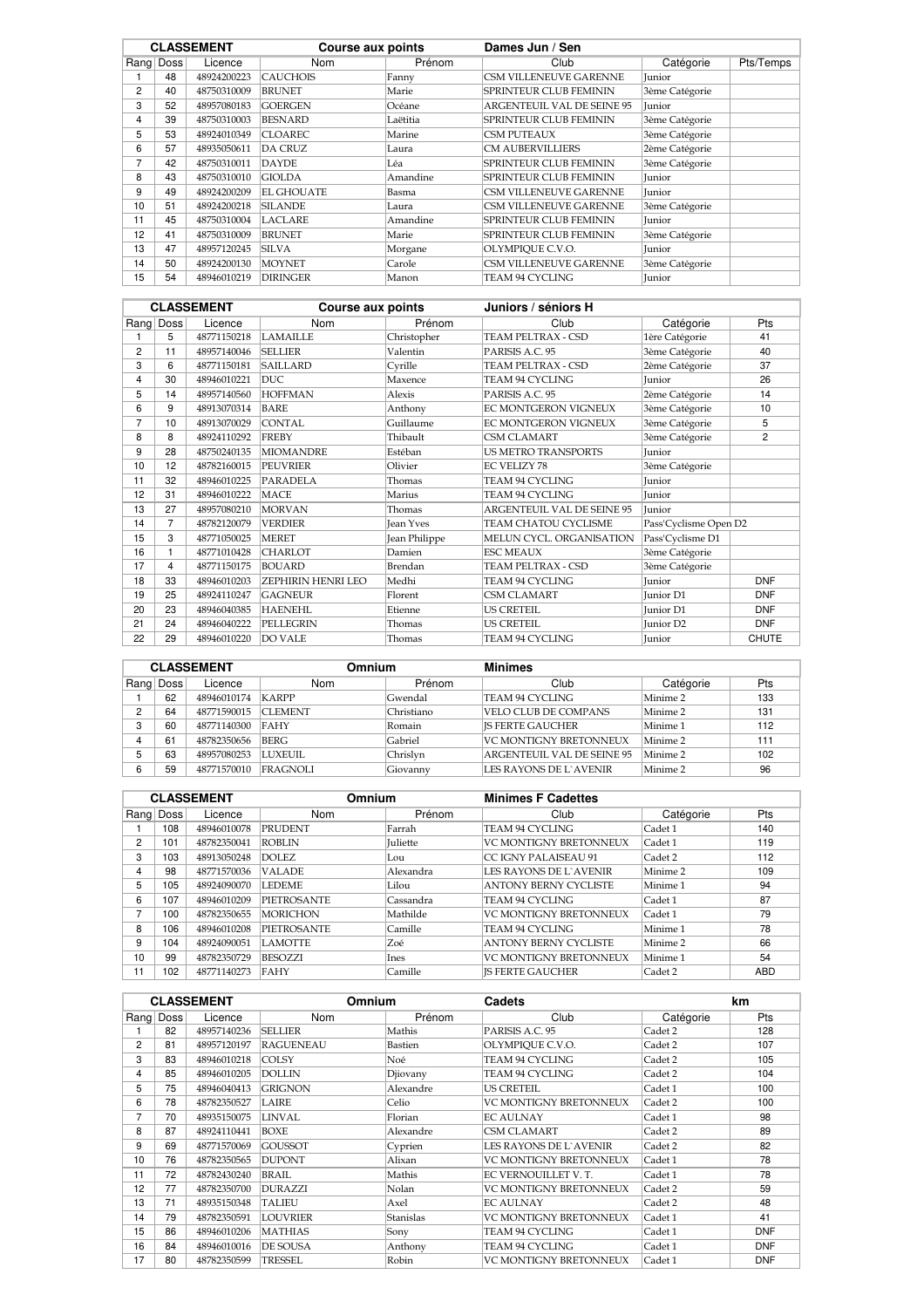| CLASSEMENT | | | Course aux points | | Dames Jun / Sen | | |
|---|---|---|---|---|---|---|---|
| Rang | Doss | Licence | Nom | Prénom | Club | Catégorie | Pts/Temps |
| 1 | 48 | 48924200223 | CAUCHOIS | Fanny | CSM VILLENEUVE GARENNE | Junior | |
| 2 | 40 | 48750310009 | BRUNET | Marie | SPRINTEUR CLUB FEMININ | 3ème Catégorie | |
| 3 | 52 | 48957080183 | GOERGEN | Océane | ARGENTEUIL VAL DE SEINE 95 | Junior | |
| 4 | 39 | 48750310003 | BESNARD | Laëtitia | SPRINTEUR CLUB FEMININ | 3ème Catégorie | |
| 5 | 53 | 48924010349 | CLOAREC | Marine | CSM PUTEAUX | 3ème Catégorie | |
| 6 | 57 | 48935050611 | DA CRUZ | Laura | CM AUBERVILLIERS | 2ème Catégorie | |
| 7 | 42 | 48750310011 | DAYDE | Léa | SPRINTEUR CLUB FEMININ | 3ème Catégorie | |
| 8 | 43 | 48750310010 | GIOLDA | Amandine | SPRINTEUR CLUB FEMININ | Junior | |
| 9 | 49 | 48924200209 | EL GHOUATE | Basma | CSM VILLENEUVE GARENNE | Junior | |
| 10 | 51 | 48924200218 | SILANDE | Laura | CSM VILLENEUVE GARENNE | 3ème Catégorie | |
| 11 | 45 | 48750310004 | LACLARE | Amandine | SPRINTEUR CLUB FEMININ | Junior | |
| 12 | 41 | 48750310009 | BRUNET | Marie | SPRINTEUR CLUB FEMININ | 3ème Catégorie | |
| 13 | 47 | 48957120245 | SILVA | Morgane | OLYMPIQUE C.V.O. | Junior | |
| 14 | 50 | 48924200130 | MOYNET | Carole | CSM VILLENEUVE GARENNE | 3ème Catégorie | |
| 15 | 54 | 48946010219 | DIRINGER | Manon | TEAM 94 CYCLING | Junior | |

| CLASSEMENT | | | Course aux points | | Juniors / séniors H | | |
|---|---|---|---|---|---|---|---|
| Rang | Doss | Licence | Nom | Prénom | Club | Catégorie | Pts |
| 1 | 5 | 48771150218 | LAMAILLE | Christopher | TEAM PELTRAX - CSD | 1ère Catégorie | 41 |
| 2 | 11 | 48957140046 | SELLIER | Valentin | PARISIS A.C. 95 | 3ème Catégorie | 40 |
| 3 | 6 | 48771150181 | SAILLARD | Cyrille | TEAM PELTRAX - CSD | 2ème Catégorie | 37 |
| 4 | 30 | 48946010221 | DUC | Maxence | TEAM 94 CYCLING | Junior | 26 |
| 5 | 14 | 48957140560 | HOFFMAN | Alexis | PARISIS A.C. 95 | 2ème Catégorie | 14 |
| 6 | 9 | 48913070314 | BARE | Anthony | EC MONTGERON VIGNEUX | 3ème Catégorie | 10 |
| 7 | 10 | 48913070029 | CONTAL | Guillaume | EC MONTGERON VIGNEUX | 3ème Catégorie | 5 |
| 8 | 8 | 48924110292 | FREBY | Thibault | CSM CLAMART | 3ème Catégorie | 2 |
| 9 | 28 | 48750240135 | MIOMANDRE | Estéban | US METRO TRANSPORTS | Junior | |
| 10 | 12 | 48782160015 | PEUVRIER | Olivier | EC VELIZY 78 | 3ème Catégorie | |
| 11 | 32 | 48946010225 | PARADELA | Thomas | TEAM 94 CYCLING | Junior | |
| 12 | 31 | 48946010222 | MACE | Marius | TEAM 94 CYCLING | Junior | |
| 13 | 27 | 48957080210 | MORVAN | Thomas | ARGENTEUIL VAL DE SEINE 95 | Junior | |
| 14 | 7 | 48782120079 | VERDIER | Jean Yves | TEAM CHATOU CYCLISME | Pass'Cyclisme Open D2 | |
| 15 | 3 | 48771050025 | MERET | Jean Philippe | MELUN CYCL. ORGANISATION | Pass'Cyclisme D1 | |
| 16 | 1 | 48771010428 | CHARLOT | Damien | ESC MEAUX | 3ème Catégorie | |
| 17 | 4 | 48771150175 | BOUARD | Brendan | TEAM PELTRAX - CSD | 3ème Catégorie | |
| 18 | 33 | 48946010203 | ZEPHIRIN HENRI LEO | Medhi | TEAM 94 CYCLING | Junior | DNF |
| 19 | 25 | 48924110247 | GAGNEUR | Florent | CSM CLAMART | Junior D1 | DNF |
| 20 | 23 | 48946040385 | HAENEHL | Etienne | US CRETEIL | Junior D1 | DNF |
| 21 | 24 | 48946040222 | PELLEGRIN | Thomas | US CRETEIL | Junior D2 | DNF |
| 22 | 29 | 48946010220 | DO VALE | Thomas | TEAM 94 CYCLING | Junior | CHUTE |

| CLASSEMENT | | | Omnium | | Minimes | | |
|---|---|---|---|---|---|---|---|
| Rang | Doss | Licence | Nom | Prénom | Club | Catégorie | Pts |
| 1 | 62 | 48946010174 | KARPP | Gwendal | TEAM 94 CYCLING | Minime 2 | 133 |
| 2 | 64 | 48771590015 | CLEMENT | Christiano | VELO CLUB DE COMPANS | Minime 2 | 131 |
| 3 | 60 | 48771140300 | FAHY | Romain | JS FERTE GAUCHER | Minime 1 | 112 |
| 4 | 61 | 48782350656 | BERG | Gabriel | VC MONTIGNY BRETONNEUX | Minime 2 | 111 |
| 5 | 63 | 48957080253 | LUXEUIL | Chrislyn | ARGENTEUIL VAL DE SEINE 95 | Minime 2 | 102 |
| 6 | 59 | 48771570010 | FRAGNOLI | Giovanny | LES RAYONS DE L`AVENIR | Minime 2 | 96 |

| CLASSEMENT | | | Omnium | | Minimes F Cadettes | | |
|---|---|---|---|---|---|---|---|
| Rang | Doss | Licence | Nom | Prénom | Club | Catégorie | Pts |
| 1 | 108 | 48946010078 | PRUDENT | Farrah | TEAM 94 CYCLING | Cadet 1 | 140 |
| 2 | 101 | 48782350041 | ROBLIN | Juliette | VC MONTIGNY BRETONNEUX | Cadet 1 | 119 |
| 3 | 103 | 48913050248 | DOLEZ | Lou | CC IGNY PALAISEAU 91 | Cadet 2 | 112 |
| 4 | 98 | 48771570036 | VALADE | Alexandra | LES RAYONS DE L`AVENIR | Minime 2 | 109 |
| 5 | 105 | 48924090070 | LEDEME | Lilou | ANTONY BERNY CYCLISTE | Minime 1 | 94 |
| 6 | 107 | 48946010209 | PIETROSANTE | Cassandra | TEAM 94 CYCLING | Cadet 1 | 87 |
| 7 | 100 | 48782350655 | MORICHON | Mathilde | VC MONTIGNY BRETONNEUX | Cadet 1 | 79 |
| 8 | 106 | 48946010208 | PIETROSANTE | Camille | TEAM 94 CYCLING | Minime 1 | 78 |
| 9 | 104 | 48924090051 | LAMOTTE | Zoé | ANTONY BERNY CYCLISTE | Minime 2 | 66 |
| 10 | 99 | 48782350729 | BESOZZI | Ines | VC MONTIGNY BRETONNEUX | Minime 1 | 54 |
| 11 | 102 | 48771140273 | FAHY | Camille | JS FERTE GAUCHER | Cadet 2 | ABD |

| CLASSEMENT | | | Omnium | | Cadets | | km |
|---|---|---|---|---|---|---|---|
| Rang | Doss | Licence | Nom | Prénom | Club | Catégorie | Pts |
| 1 | 82 | 48957140236 | SELLIER | Mathis | PARISIS A.C. 95 | Cadet 2 | 128 |
| 2 | 81 | 48957120197 | RAGUENEAU | Bastien | OLYMPIQUE C.V.O. | Cadet 2 | 107 |
| 3 | 83 | 48946010218 | COLSY | Noé | TEAM 94 CYCLING | Cadet 2 | 105 |
| 4 | 85 | 48946010205 | DOLLIN | Djiovany | TEAM 94 CYCLING | Cadet 2 | 104 |
| 5 | 75 | 48946040413 | GRIGNON | Alexandre | US CRETEIL | Cadet 1 | 100 |
| 6 | 78 | 48782350527 | LAIRE | Celio | VC MONTIGNY BRETONNEUX | Cadet 2 | 100 |
| 7 | 70 | 48935150075 | LINVAL | Florian | EC AULNAY | Cadet 1 | 98 |
| 8 | 87 | 48924110441 | BOXE | Alexandre | CSM CLAMART | Cadet 2 | 89 |
| 9 | 69 | 48771570069 | GOUSSOT | Cyprien | LES RAYONS DE L`AVENIR | Cadet 2 | 82 |
| 10 | 76 | 48782350565 | DUPONT | Alixan | VC MONTIGNY BRETONNEUX | Cadet 1 | 78 |
| 11 | 72 | 48782430240 | BRAIL | Mathis | EC VERNOUILLET V. T. | Cadet 1 | 78 |
| 12 | 77 | 48782350700 | DURAZZI | Nolan | VC MONTIGNY BRETONNEUX | Cadet 2 | 59 |
| 13 | 71 | 48935150348 | TALIEU | Axel | EC AULNAY | Cadet 2 | 48 |
| 14 | 79 | 48782350591 | LOUVRIER | Stanislas | VC MONTIGNY BRETONNEUX | Cadet 1 | 41 |
| 15 | 86 | 48946010206 | MATHIAS | Sony | TEAM 94 CYCLING | Cadet 1 | DNF |
| 16 | 84 | 48946010016 | DE SOUSA | Anthony | TEAM 94 CYCLING | Cadet 1 | DNF |
| 17 | 80 | 48782350599 | TRESSEL | Robin | VC MONTIGNY BRETONNEUX | Cadet 1 | DNF |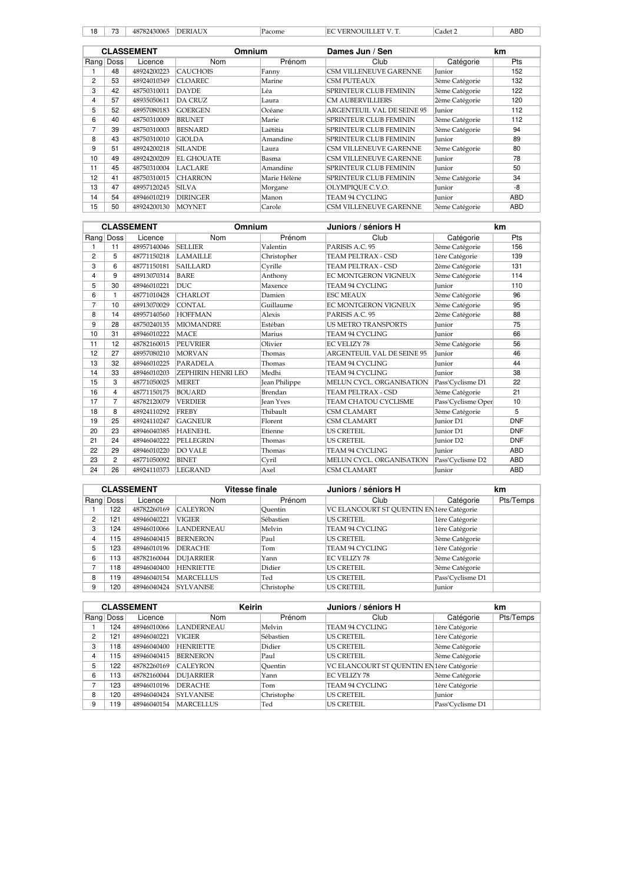| 18 | 73 | 48782430065 | DERIAUX | Pacome | EC VERNOUILLET V. T. | Cadet 2 | ABD |
|---|---|---|---|---|---|---|---|

| CLASSEMENT | | | Omnium | | Dames Jun / Sen | | km |
|---|---|---|---|---|---|---|---|
| Rang | Doss | Licence | Nom | Prénom | Club | Catégorie | Pts |
| 1 | 48 | 48924200223 | CAUCHOIS | Fanny | CSM VILLENEUVE GARENNE | Junior | 152 |
| 2 | 53 | 48924010349 | CLOAREC | Marine | CSM PUTEAUX | 3ème Catégorie | 132 |
| 3 | 42 | 48750310011 | DAYDE | Léa | SPRINTEUR CLUB FEMININ | 3ème Catégorie | 122 |
| 4 | 57 | 48935050611 | DA CRUZ | Laura | CM AUBERVILLIERS | 2ème Catégorie | 120 |
| 5 | 52 | 48957080183 | GOERGEN | Océane | ARGENTEUIL VAL DE SEINE 95 | Junior | 112 |
| 6 | 40 | 48750310009 | BRUNET | Marie | SPRINTEUR CLUB FEMININ | 3ème Catégorie | 112 |
| 7 | 39 | 48750310003 | BESNARD | Laëtitia | SPRINTEUR CLUB FEMININ | 3ème Catégorie | 94 |
| 8 | 43 | 48750310010 | GIOLDA | Amandine | SPRINTEUR CLUB FEMININ | Junior | 89 |
| 9 | 51 | 48924200218 | SILANDE | Laura | CSM VILLENEUVE GARENNE | 3ème Catégorie | 80 |
| 10 | 49 | 48924200209 | EL GHOUATE | Basma | CSM VILLENEUVE GARENNE | Junior | 78 |
| 11 | 45 | 48750310004 | LACLARE | Amandine | SPRINTEUR CLUB FEMININ | Junior | 50 |
| 12 | 41 | 48750310015 | CHARRON | Marie Hélène | SPRINTEUR CLUB FEMININ | 3ème Catégorie | 34 |
| 13 | 47 | 48957120245 | SILVA | Morgane | OLYMPIQUE C.V.O. | Junior | -8 |
| 14 | 54 | 48946010219 | DIRINGER | Manon | TEAM 94 CYCLING | Junior | ABD |
| 15 | 50 | 48924200130 | MOYNET | Carole | CSM VILLENEUVE GARENNE | 3ème Catégorie | ABD |

| CLASSEMENT | | | Omnium | | Juniors / séniors H | | km |
|---|---|---|---|---|---|---|---|
| Rang | Doss | Licence | Nom | Prénom | Club | Catégorie | Pts |
| 1 | 11 | 48957140046 | SELLIER | Valentin | PARISIS A.C. 95 | 3ème Catégorie | 156 |
| 2 | 5 | 48771150218 | LAMAILLE | Christopher | TEAM PELTRAX - CSD | 1ère Catégorie | 139 |
| 3 | 6 | 48771150181 | SAILLARD | Cyrille | TEAM PELTRAX - CSD | 2ème Catégorie | 131 |
| 4 | 9 | 48913070314 | BARE | Anthony | EC MONTGERON VIGNEUX | 3ème Catégorie | 114 |
| 5 | 30 | 48946010221 | DUC | Maxence | TEAM 94 CYCLING | Junior | 110 |
| 6 | 1 | 48771010428 | CHARLOT | Damien | ESC MEAUX | 3ème Catégorie | 96 |
| 7 | 10 | 48913070029 | CONTAL | Guillaume | EC MONTGERON VIGNEUX | 3ème Catégorie | 95 |
| 8 | 14 | 48957140560 | HOFFMAN | Alexis | PARISIS A.C. 95 | 2ème Catégorie | 88 |
| 9 | 28 | 48750240135 | MIOMANDRE | Estéban | US METRO TRANSPORTS | Junior | 75 |
| 10 | 31 | 48946010222 | MACE | Marius | TEAM 94 CYCLING | Junior | 66 |
| 11 | 12 | 48782160015 | PEUVRIER | Olivier | EC VELIZY 78 | 3ème Catégorie | 56 |
| 12 | 27 | 48957080210 | MORVAN | Thomas | ARGENTEUIL VAL DE SEINE 95 | Junior | 46 |
| 13 | 32 | 48946010225 | PARADELA | Thomas | TEAM 94 CYCLING | Junior | 44 |
| 14 | 33 | 48946010203 | ZEPHIRIN HENRI LEO | Medhi | TEAM 94 CYCLING | Junior | 38 |
| 15 | 3 | 48771050025 | MERET | Jean Philippe | MELUN CYCL. ORGANISATION | Pass'Cyclisme D1 | 22 |
| 16 | 4 | 48771150175 | BOUARD | Brendan | TEAM PELTRAX - CSD | 3ème Catégorie | 21 |
| 17 | 7 | 48782120079 | VERDIER | Jean Yves | TEAM CHATOU CYCLISME | Pass'Cyclisme Oper | 10 |
| 18 | 8 | 48924110292 | FREBY | Thibault | CSM CLAMART | 3ème Catégorie | 5 |
| 19 | 25 | 48924110247 | GAGNEUR | Florent | CSM CLAMART | Junior D1 | DNF |
| 20 | 23 | 48946040385 | HAENEHL | Etienne | US CRETEIL | Junior D1 | DNF |
| 21 | 24 | 48946040222 | PELLEGRIN | Thomas | US CRETEIL | Junior D2 | DNF |
| 22 | 29 | 48946010220 | DO VALE | Thomas | TEAM 94 CYCLING | Junior | ABD |
| 23 | 2 | 48771050092 | BINET | Cyril | MELUN CYCL. ORGANISATION | Pass'Cyclisme D2 | ABD |
| 24 | 26 | 48924110373 | LEGRAND | Axel | CSM CLAMART | Junior | ABD |

| CLASSEMENT | | | Vitesse finale | | Juniors / séniors H | | km |
|---|---|---|---|---|---|---|---|
| Rang | Doss | Licence | Nom | Prénom | Club | Catégorie | Pts/Temps |
| 1 | 122 | 48782260169 | CALEYRON | Quentin | VC ELANCOURT ST QUENTIN EN | 1ère Catégorie | |
| 2 | 121 | 48946040221 | VIGIER | Sébastien | US CRETEIL | 1ère Catégorie | |
| 3 | 124 | 48946010066 | LANDERNEAU | Melvin | TEAM 94 CYCLING | 1ère Catégorie | |
| 4 | 115 | 48946040415 | BERNERON | Paul | US CRETEIL | 3ème Catégorie | |
| 5 | 123 | 48946010196 | DERACHE | Tom | TEAM 94 CYCLING | 1ère Catégorie | |
| 6 | 113 | 48782160044 | DUJARRIER | Yann | EC VELIZY 78 | 3ème Catégorie | |
| 7 | 118 | 48946040400 | HENRIETTE | Didier | US CRETEIL | 3ème Catégorie | |
| 8 | 119 | 48946040154 | MARCELLUS | Ted | US CRETEIL | Pass'Cyclisme D1 | |
| 9 | 120 | 48946040424 | SYLVANISE | Christophe | US CRETEIL | Junior | |

| CLASSEMENT | | | Keirin | | Juniors / séniors H | | km |
|---|---|---|---|---|---|---|---|
| Rang | Doss | Licence | Nom | Prénom | Club | Catégorie | Pts/Temps |
| 1 | 124 | 48946010066 | LANDERNEAU | Melvin | TEAM 94 CYCLING | 1ère Catégorie | |
| 2 | 121 | 48946040221 | VIGIER | Sébastien | US CRETEIL | 1ère Catégorie | |
| 3 | 118 | 48946040400 | HENRIETTE | Didier | US CRETEIL | 3ème Catégorie | |
| 4 | 115 | 48946040415 | BERNERON | Paul | US CRETEIL | 3ème Catégorie | |
| 5 | 122 | 48782260169 | CALEYRON | Quentin | VC ELANCOURT ST QUENTIN EN | 1ère Catégorie | |
| 6 | 113 | 48782160044 | DUJARRIER | Yann | EC VELIZY 78 | 3ème Catégorie | |
| 7 | 123 | 48946010196 | DERACHE | Tom | TEAM 94 CYCLING | 1ère Catégorie | |
| 8 | 120 | 48946040424 | SYLVANISE | Christophe | US CRETEIL | Junior | |
| 9 | 119 | 48946040154 | MARCELLUS | Ted | US CRETEIL | Pass'Cyclisme D1 | |